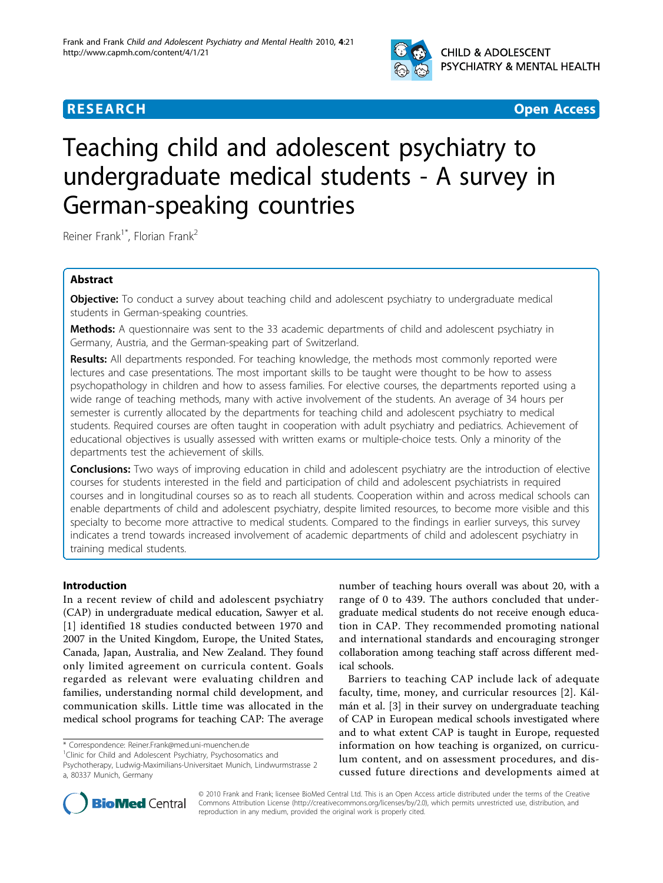RESEARCH Open Access

# Teaching child and adolescent psychiatry to undergraduate medical students - A survey in German-speaking countries

Reiner Frank[1*], Florian Frank[2]

## Abstract

**Objective:** To conduct a survey about teaching child and adolescent psychiatry to undergraduate medical students in German-speaking countries.

**Methods:** A questionnaire was sent to the 33 academic departments of child and adolescent psychiatry in Germany, Austria, and the German-speaking part of Switzerland.

**Results:** All departments responded. For teaching knowledge, the methods most commonly reported were lectures and case presentations. The most important skills to be taught were thought to be how to assess psychopathology in children and how to assess families. For elective courses, the departments reported using a wide range of teaching methods, many with active involvement of the students. An average of 34 hours per semester is currently allocated by the departments for teaching child and adolescent psychiatry to medical students. Required courses are often taught in cooperation with adult psychiatry and pediatrics. Achievement of educational objectives is usually assessed with written exams or multiple-choice tests. Only a minority of the departments test the achievement of skills.

**Conclusions:** Two ways of improving education in child and adolescent psychiatry are the introduction of elective courses for students interested in the field and participation of child and adolescent psychiatrists in required courses and in longitudinal courses so as to reach all students. Cooperation within and across medical schools can enable departments of child and adolescent psychiatry, despite limited resources, to become more visible and this specialty to become more attractive to medical students. Compared to the findings in earlier surveys, this survey indicates a trend towards increased involvement of academic departments of child and adolescent psychiatry in training medical students.

## Introduction

In a recent review of child and adolescent psychiatry (CAP) in undergraduate medical education, Sawyer et al. [1] identified 18 studies conducted between 1970 and 2007 in the United Kingdom, Europe, the United States, Canada, Japan, Australia, and New Zealand. They found only limited agreement on curricula content. Goals regarded as relevant were evaluating children and families, understanding normal child development, and communication skills. Little time was allocated in the medical school programs for teaching CAP: The average number of teaching hours overall was about 20, with a range of 0 to 439. The authors concluded that undergraduate medical students do not receive enough education in CAP. They recommended promoting national and international standards and encouraging stronger collaboration among teaching staff across different medical schools.

Barriers to teaching CAP include lack of adequate faculty, time, money, and curricular resources [2]. Kálmán et al. [3] in their survey on undergraduate teaching of CAP in European medical schools investigated where and to what extent CAP is taught in Europe, requested information on how teaching is organized, on curriculum content, and on assessment procedures, and discussed future directions and developments aimed at

\* Correspondence: Reiner.Frank@med.uni-muenchen.de

[1]Clinic for Child and Adolescent Psychiatry, Psychosomatics and Psychotherapy, Ludwig-Maximilians-Universitaet Munich, Lindwurmstrasse 2 a, 80337 Munich, Germany

© 2010 Frank and Frank; licensee BioMed Central Ltd. This is an Open Access article distributed under the terms of the Creative Commons Attribution License (http://creativecommons.org/licenses/by/2.0), which permits unrestricted use, distribution, and reproduction in any medium, provided the original work is properly cited.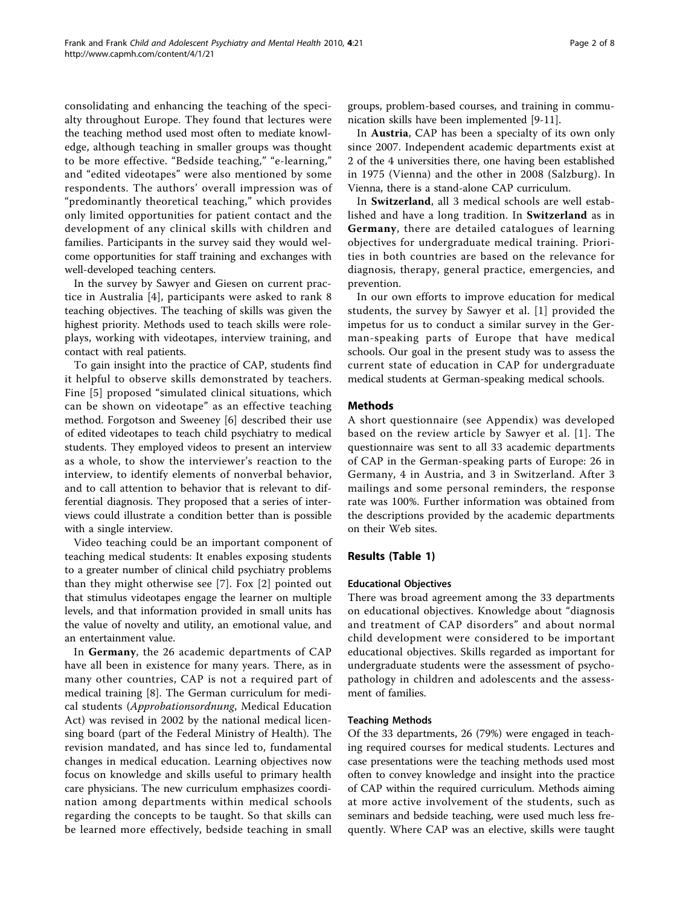consolidating and enhancing the teaching of the specialty throughout Europe. They found that lectures were the teaching method used most often to mediate knowledge, although teaching in smaller groups was thought to be more effective. "Bedside teaching," "e-learning," and "edited videotapes" were also mentioned by some respondents. The authors' overall impression was of "predominantly theoretical teaching," which provides only limited opportunities for patient contact and the development of any clinical skills with children and families. Participants in the survey said they would welcome opportunities for staff training and exchanges with well-developed teaching centers.

In the survey by Sawyer and Giesen on current practice in Australia [4], participants were asked to rank 8 teaching objectives. The teaching of skills was given the highest priority. Methods used to teach skills were role-plays, working with videotapes, interview training, and contact with real patients.

To gain insight into the practice of CAP, students find it helpful to observe skills demonstrated by teachers. Fine [5] proposed "simulated clinical situations, which can be shown on videotape" as an effective teaching method. Forgotson and Sweeney [6] described their use of edited videotapes to teach child psychiatry to medical students. They employed videos to present an interview as a whole, to show the interviewer's reaction to the interview, to identify elements of nonverbal behavior, and to call attention to behavior that is relevant to differential diagnosis. They proposed that a series of interviews could illustrate a condition better than is possible with a single interview.

Video teaching could be an important component of teaching medical students: It enables exposing students to a greater number of clinical child psychiatry problems than they might otherwise see [7]. Fox [2] pointed out that stimulus videotapes engage the learner on multiple levels, and that information provided in small units has the value of novelty and utility, an emotional value, and an entertainment value.

In **Germany**, the 26 academic departments of CAP have all been in existence for many years. There, as in many other countries, CAP is not a required part of medical training [8]. The German curriculum for medical students (*Approbationsordnung*, Medical Education Act) was revised in 2002 by the national medical licensing board (part of the Federal Ministry of Health). The revision mandated, and has since led to, fundamental changes in medical education. Learning objectives now focus on knowledge and skills useful to primary health care physicians. The new curriculum emphasizes coordination among departments within medical schools regarding the concepts to be taught. So that skills can be learned more effectively, bedside teaching in small groups, problem-based courses, and training in communication skills have been implemented [9-11].

In **Austria**, CAP has been a specialty of its own only since 2007. Independent academic departments exist at 2 of the 4 universities there, one having been established in 1975 (Vienna) and the other in 2008 (Salzburg). In Vienna, there is a stand-alone CAP curriculum.

In **Switzerland**, all 3 medical schools are well established and have a long tradition. In **Switzerland** as in **Germany**, there are detailed catalogues of learning objectives for undergraduate medical training. Priorities in both countries are based on the relevance for diagnosis, therapy, general practice, emergencies, and prevention.

In our own efforts to improve education for medical students, the survey by Sawyer et al. [1] provided the impetus for us to conduct a similar survey in the German-speaking parts of Europe that have medical schools. Our goal in the present study was to assess the current state of education in CAP for undergraduate medical students at German-speaking medical schools.

## Methods

A short questionnaire (see Appendix) was developed based on the review article by Sawyer et al. [1]. The questionnaire was sent to all 33 academic departments of CAP in the German-speaking parts of Europe: 26 in Germany, 4 in Austria, and 3 in Switzerland. After 3 mailings and some personal reminders, the response rate was 100%. Further information was obtained from the descriptions provided by the academic departments on their Web sites.

## Results (Table 1)

### Educational Objectives

There was broad agreement among the 33 departments on educational objectives. Knowledge about "diagnosis and treatment of CAP disorders" and about normal child development were considered to be important educational objectives. Skills regarded as important for undergraduate students were the assessment of psychopathology in children and adolescents and the assessment of families.

### Teaching Methods

Of the 33 departments, 26 (79%) were engaged in teaching required courses for medical students. Lectures and case presentations were the teaching methods used most often to convey knowledge and insight into the practice of CAP within the required curriculum. Methods aiming at more active involvement of the students, such as seminars and bedside teaching, were used much less frequently. Where CAP was an elective, skills were taught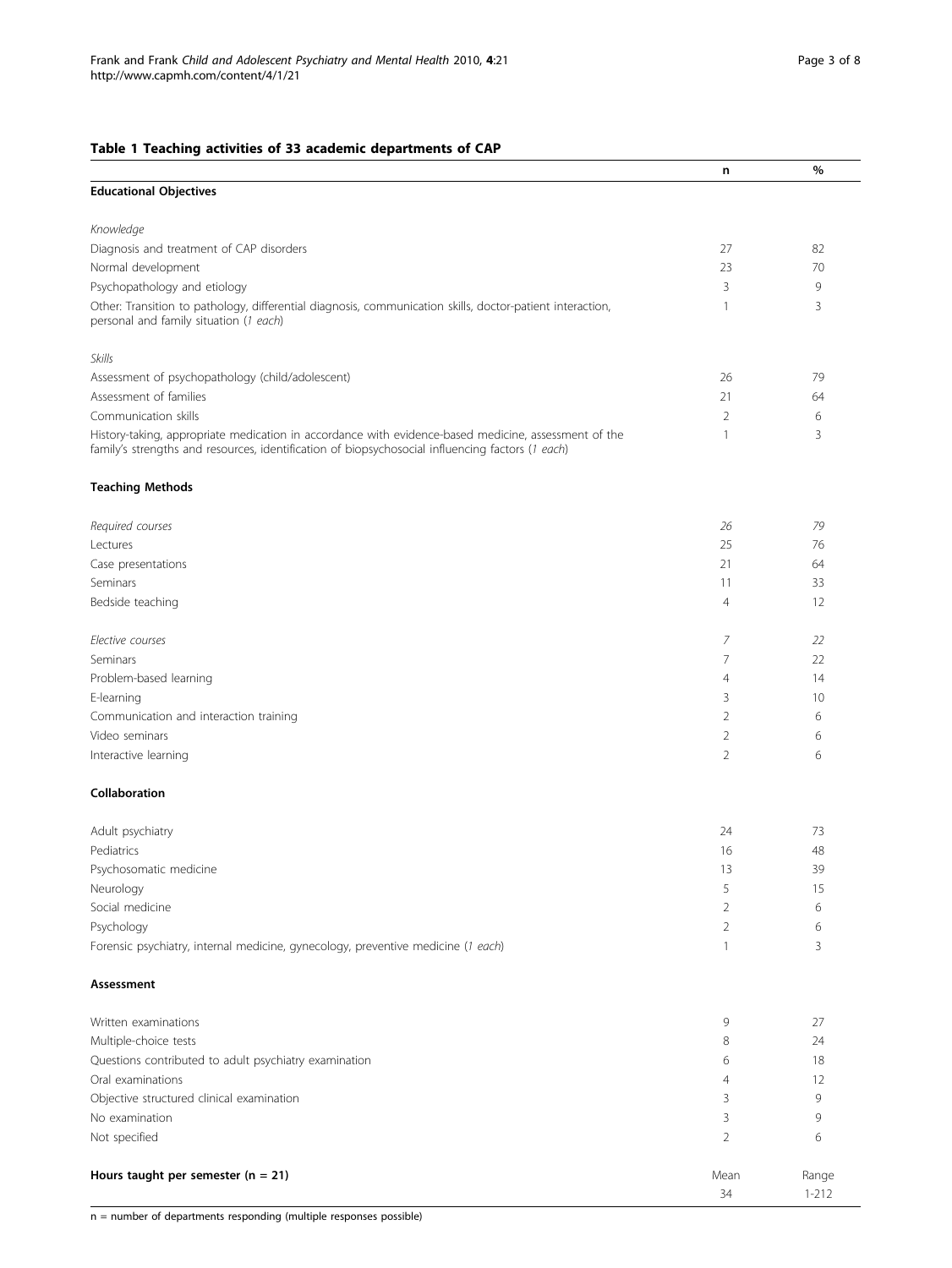**Table 1 Teaching activities of 33 academic departments of CAP**

| | n | % |
|---|---|---|
| **Educational Objectives** | | |
| *Knowledge* | | |
| Diagnosis and treatment of CAP disorders | 27 | 82 |
| Normal development | 23 | 70 |
| Psychopathology and etiology | 3 | 9 |
| Other: Transition to pathology, differential diagnosis, communication skills, doctor-patient interaction, personal and family situation (*1 each*) | 1 | 3 |
| *Skills* | | |
| Assessment of psychopathology (child/adolescent) | 26 | 79 |
| Assessment of families | 21 | 64 |
| Communication skills | 2 | 6 |
| History-taking, appropriate medication in accordance with evidence-based medicine, assessment of the family's strengths and resources, identification of biopsychosocial influencing factors (*1 each*) | 1 | 3 |
| **Teaching Methods** | | |
| *Required courses* | *26* | *79* |
| Lectures | 25 | 76 |
| Case presentations | 21 | 64 |
| Seminars | 11 | 33 |
| Bedside teaching | 4 | 12 |
| *Elective courses* | *7* | *22* |
| Seminars | 7 | 22 |
| Problem-based learning | 4 | 14 |
| E-learning | 3 | 10 |
| Communication and interaction training | 2 | 6 |
| Video seminars | 2 | 6 |
| Interactive learning | 2 | 6 |
| **Collaboration** | | |
| Adult psychiatry | 24 | 73 |
| Pediatrics | 16 | 48 |
| Psychosomatic medicine | 13 | 39 |
| Neurology | 5 | 15 |
| Social medicine | 2 | 6 |
| Psychology | 2 | 6 |
| Forensic psychiatry, internal medicine, gynecology, preventive medicine (*1 each*) | 1 | 3 |
| **Assessment** | | |
| Written examinations | 9 | 27 |
| Multiple-choice tests | 8 | 24 |
| Questions contributed to adult psychiatry examination | 6 | 18 |
| Oral examinations | 4 | 12 |
| Objective structured clinical examination | 3 | 9 |
| No examination | 3 | 9 |
| Not specified | 2 | 6 |
| **Hours taught per semester (n = 21)** | Mean | Range |
| | 34 | 1-212 |

n = number of departments responding (multiple responses possible)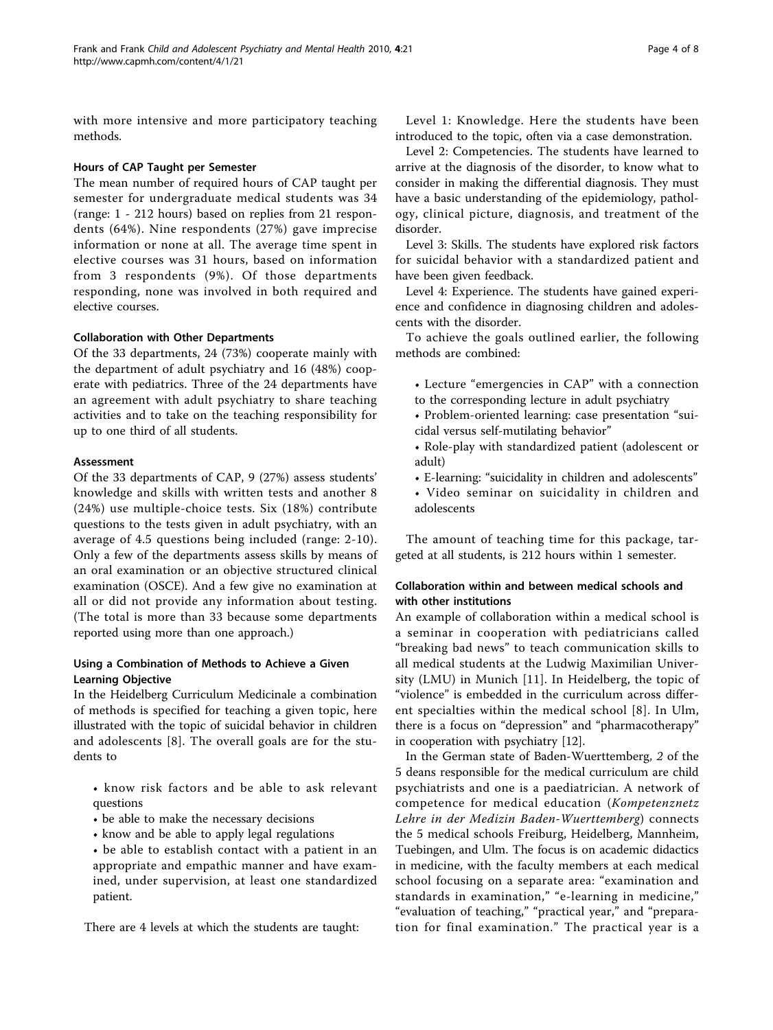with more intensive and more participatory teaching methods.

### Hours of CAP Taught per Semester

The mean number of required hours of CAP taught per semester for undergraduate medical students was 34 (range: 1 - 212 hours) based on replies from 21 respondents (64%). Nine respondents (27%) gave imprecise information or none at all. The average time spent in elective courses was 31 hours, based on information from 3 respondents (9%). Of those departments responding, none was involved in both required and elective courses.

### Collaboration with Other Departments

Of the 33 departments, 24 (73%) cooperate mainly with the department of adult psychiatry and 16 (48%) cooperate with pediatrics. Three of the 24 departments have an agreement with adult psychiatry to share teaching activities and to take on the teaching responsibility for up to one third of all students.

### Assessment

Of the 33 departments of CAP, 9 (27%) assess students' knowledge and skills with written tests and another 8 (24%) use multiple-choice tests. Six (18%) contribute questions to the tests given in adult psychiatry, with an average of 4.5 questions being included (range: 2-10). Only a few of the departments assess skills by means of an oral examination or an objective structured clinical examination (OSCE). And a few give no examination at all or did not provide any information about testing. (The total is more than 33 because some departments reported using more than one approach.)

### Using a Combination of Methods to Achieve a Given Learning Objective

In the Heidelberg Curriculum Medicinale a combination of methods is specified for teaching a given topic, here illustrated with the topic of suicidal behavior in children and adolescents [8]. The overall goals are for the students to

- know risk factors and be able to ask relevant questions
- be able to make the necessary decisions
- know and be able to apply legal regulations
- be able to establish contact with a patient in an appropriate and empathic manner and have examined, under supervision, at least one standardized patient.

There are 4 levels at which the students are taught:

Level 1: Knowledge. Here the students have been introduced to the topic, often via a case demonstration.

Level 2: Competencies. The students have learned to arrive at the diagnosis of the disorder, to know what to consider in making the differential diagnosis. They must have a basic understanding of the epidemiology, pathology, clinical picture, diagnosis, and treatment of the disorder.

Level 3: Skills. The students have explored risk factors for suicidal behavior with a standardized patient and have been given feedback.

Level 4: Experience. The students have gained experience and confidence in diagnosing children and adolescents with the disorder.

To achieve the goals outlined earlier, the following methods are combined:

- Lecture "emergencies in CAP" with a connection to the corresponding lecture in adult psychiatry
- Problem-oriented learning: case presentation "suicidal versus self-mutilating behavior"
- Role-play with standardized patient (adolescent or adult)
- E-learning: "suicidality in children and adolescents"
- Video seminar on suicidality in children and adolescents

The amount of teaching time for this package, targeted at all students, is 212 hours within 1 semester.

### Collaboration within and between medical schools and with other institutions

An example of collaboration within a medical school is a seminar in cooperation with pediatricians called "breaking bad news" to teach communication skills to all medical students at the Ludwig Maximilian University (LMU) in Munich [11]. In Heidelberg, the topic of "violence" is embedded in the curriculum across different specialties within the medical school [8]. In Ulm, there is a focus on "depression" and "pharmacotherapy" in cooperation with psychiatry [12].

In the German state of Baden-Wuerttemberg, *2* of the 5 deans responsible for the medical curriculum are child psychiatrists and one is a paediatrician. A network of competence for medical education (*Kompetenznetz Lehre in der Medizin Baden-Wuerttemberg*) connects the 5 medical schools Freiburg, Heidelberg, Mannheim, Tuebingen, and Ulm. The focus is on academic didactics in medicine, with the faculty members at each medical school focusing on a separate area: "examination and standards in examination," "e-learning in medicine," "evaluation of teaching," "practical year," and "preparation for final examination." The practical year is a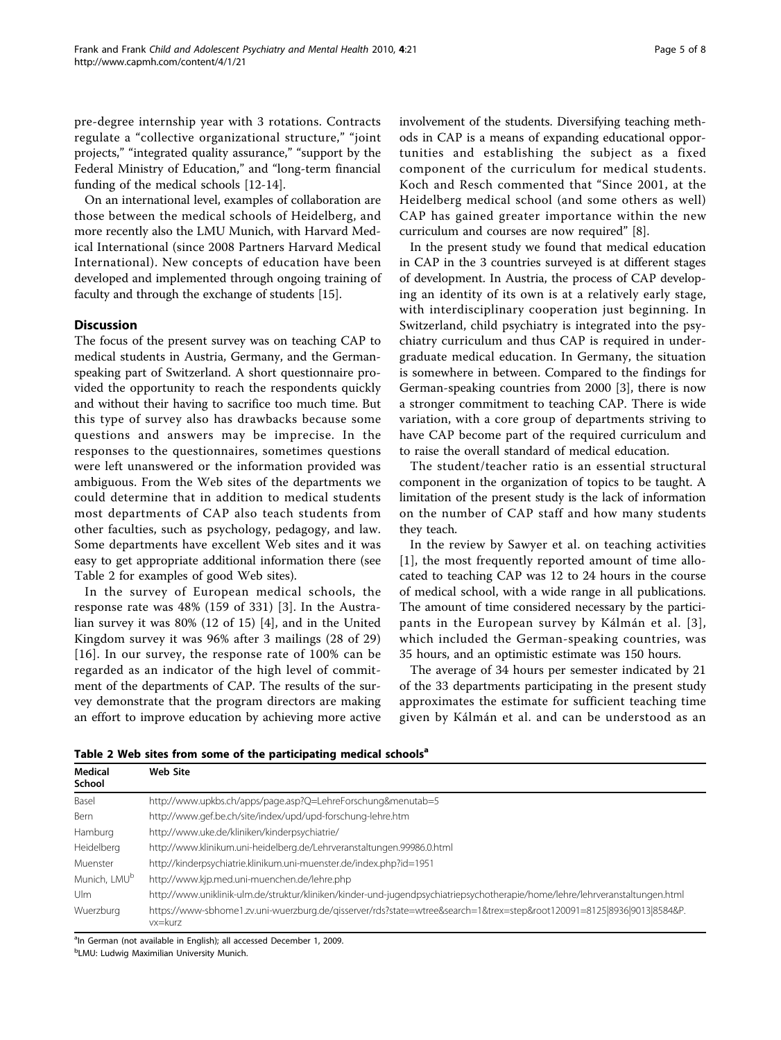pre-degree internship year with 3 rotations. Contracts regulate a "collective organizational structure," "joint projects," "integrated quality assurance," "support by the Federal Ministry of Education," and "long-term financial funding of the medical schools [12-14].

On an international level, examples of collaboration are those between the medical schools of Heidelberg, and more recently also the LMU Munich, with Harvard Medical International (since 2008 Partners Harvard Medical International). New concepts of education have been developed and implemented through ongoing training of faculty and through the exchange of students [15].

## Discussion

The focus of the present survey was on teaching CAP to medical students in Austria, Germany, and the German-speaking part of Switzerland. A short questionnaire provided the opportunity to reach the respondents quickly and without their having to sacrifice too much time. But this type of survey also has drawbacks because some questions and answers may be imprecise. In the responses to the questionnaires, sometimes questions were left unanswered or the information provided was ambiguous. From the Web sites of the departments we could determine that in addition to medical students most departments of CAP also teach students from other faculties, such as psychology, pedagogy, and law. Some departments have excellent Web sites and it was easy to get appropriate additional information there (see Table 2 for examples of good Web sites).

In the survey of European medical schools, the response rate was 48% (159 of 331) [3]. In the Australian survey it was 80% (12 of 15) [4], and in the United Kingdom survey it was 96% after 3 mailings (28 of 29) [16]. In our survey, the response rate of 100% can be regarded as an indicator of the high level of commitment of the departments of CAP. The results of the survey demonstrate that the program directors are making an effort to improve education by achieving more active involvement of the students. Diversifying teaching methods in CAP is a means of expanding educational opportunities and establishing the subject as a fixed component of the curriculum for medical students. Koch and Resch commented that "Since 2001, at the Heidelberg medical school (and some others as well) CAP has gained greater importance within the new curriculum and courses are now required" [8].

In the present study we found that medical education in CAP in the 3 countries surveyed is at different stages of development. In Austria, the process of CAP developing an identity of its own is at a relatively early stage, with interdisciplinary cooperation just beginning. In Switzerland, child psychiatry is integrated into the psychiatry curriculum and thus CAP is required in undergraduate medical education. In Germany, the situation is somewhere in between. Compared to the findings for German-speaking countries from 2000 [3], there is now a stronger commitment to teaching CAP. There is wide variation, with a core group of departments striving to have CAP become part of the required curriculum and to raise the overall standard of medical education.

The student/teacher ratio is an essential structural component in the organization of topics to be taught. A limitation of the present study is the lack of information on the number of CAP staff and how many students they teach.

In the review by Sawyer et al. on teaching activities [1], the most frequently reported amount of time allocated to teaching CAP was 12 to 24 hours in the course of medical school, with a wide range in all publications. The amount of time considered necessary by the participants in the European survey by Kálmán et al. [3], which included the German-speaking countries, was 35 hours, and an optimistic estimate was 150 hours.

The average of 34 hours per semester indicated by 21 of the 33 departments participating in the present study approximates the estimate for sufficient teaching time given by Kálmán et al. and can be understood as an

**Table 2 Web sites from some of the participating medical schools[a]**

| Medical School | Web Site |
|---|---|
| Basel | http://www.upkbs.ch/apps/page.asp?Q=LehreForschung&menutab=5 |
| Bern | http://www.gef.be.ch/site/index/upd/upd-forschung-lehre.htm |
| Hamburg | http://www.uke.de/kliniken/kinderpsychiatrie/ |
| Heidelberg | http://www.klinikum.uni-heidelberg.de/Lehrveranstaltungen.99986.0.html |
| Muenster | http://kinderpsychiatrie.klinikum.uni-muenster.de/index.php?id=1951 |
| Munich, LMU[b] | http://www.kjp.med.uni-muenchen.de/lehre.php |
| Ulm | http://www.uniklinik-ulm.de/struktur/kliniken/kinder-und-jugendpsychiatriepsychotherapie/home/lehre/lehrveranstaltungen.html |
| Wuerzburg | https://www-sbhome1.zv.uni-wuerzburg.de/qisserver/rds?state=wtree&search=1&trex=step&root120091=8125\|8936\|9013\|8584&P.vx=kurz |

[a]In German (not available in English); all accessed December 1, 2009.

[b]LMU: Ludwig Maximilian University Munich.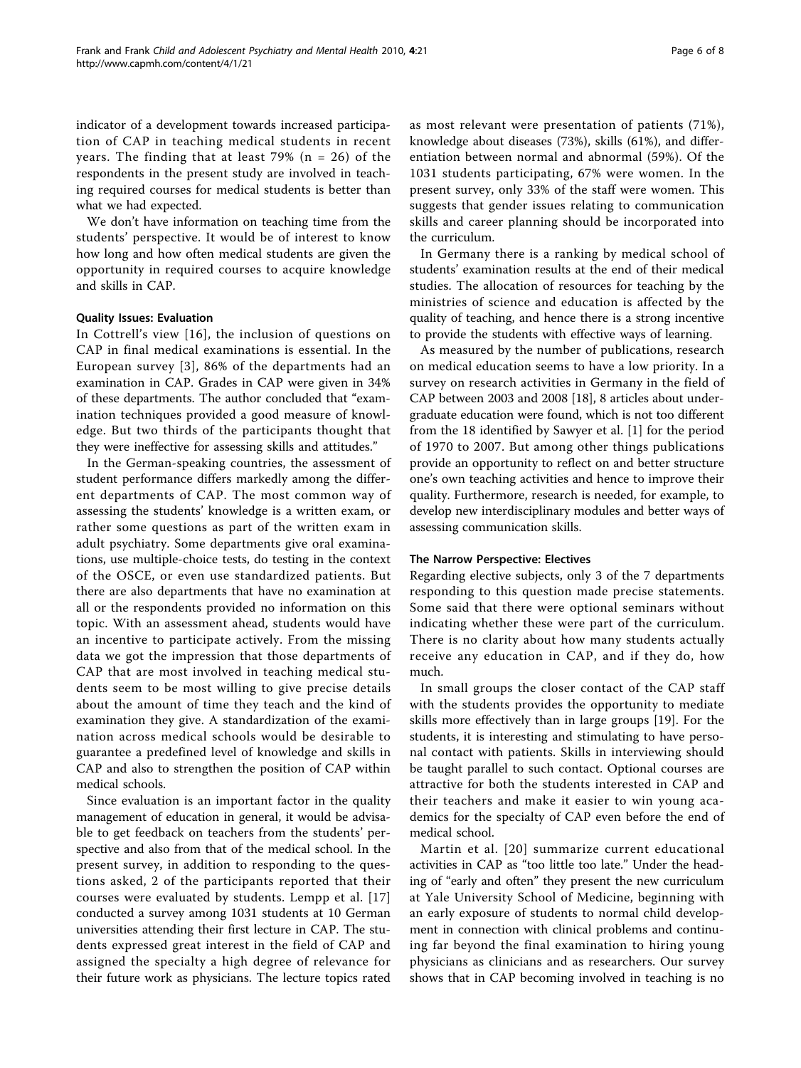indicator of a development towards increased participation of CAP in teaching medical students in recent years. The finding that at least 79% (n = 26) of the respondents in the present study are involved in teaching required courses for medical students is better than what we had expected.

We don't have information on teaching time from the students' perspective. It would be of interest to know how long and how often medical students are given the opportunity in required courses to acquire knowledge and skills in CAP.

#### Quality Issues: Evaluation

In Cottrell's view [16], the inclusion of questions on CAP in final medical examinations is essential. In the European survey [3], 86% of the departments had an examination in CAP. Grades in CAP were given in 34% of these departments. The author concluded that "examination techniques provided a good measure of knowledge. But two thirds of the participants thought that they were ineffective for assessing skills and attitudes."

In the German-speaking countries, the assessment of student performance differs markedly among the different departments of CAP. The most common way of assessing the students' knowledge is a written exam, or rather some questions as part of the written exam in adult psychiatry. Some departments give oral examinations, use multiple-choice tests, do testing in the context of the OSCE, or even use standardized patients. But there are also departments that have no examination at all or the respondents provided no information on this topic. With an assessment ahead, students would have an incentive to participate actively. From the missing data we got the impression that those departments of CAP that are most involved in teaching medical students seem to be most willing to give precise details about the amount of time they teach and the kind of examination they give. A standardization of the examination across medical schools would be desirable to guarantee a predefined level of knowledge and skills in CAP and also to strengthen the position of CAP within medical schools.

Since evaluation is an important factor in the quality management of education in general, it would be advisable to get feedback on teachers from the students' perspective and also from that of the medical school. In the present survey, in addition to responding to the questions asked, 2 of the participants reported that their courses were evaluated by students. Lempp et al. [17] conducted a survey among 1031 students at 10 German universities attending their first lecture in CAP. The students expressed great interest in the field of CAP and assigned the specialty a high degree of relevance for their future work as physicians. The lecture topics rated as most relevant were presentation of patients (71%), knowledge about diseases (73%), skills (61%), and differentiation between normal and abnormal (59%). Of the 1031 students participating, 67% were women. In the present survey, only 33% of the staff were women. This suggests that gender issues relating to communication skills and career planning should be incorporated into the curriculum.

In Germany there is a ranking by medical school of students' examination results at the end of their medical studies. The allocation of resources for teaching by the ministries of science and education is affected by the quality of teaching, and hence there is a strong incentive to provide the students with effective ways of learning.

As measured by the number of publications, research on medical education seems to have a low priority. In a survey on research activities in Germany in the field of CAP between 2003 and 2008 [18], 8 articles about undergraduate education were found, which is not too different from the 18 identified by Sawyer et al. [1] for the period of 1970 to 2007. But among other things publications provide an opportunity to reflect on and better structure one's own teaching activities and hence to improve their quality. Furthermore, research is needed, for example, to develop new interdisciplinary modules and better ways of assessing communication skills.

#### The Narrow Perspective: Electives

Regarding elective subjects, only 3 of the 7 departments responding to this question made precise statements. Some said that there were optional seminars without indicating whether these were part of the curriculum. There is no clarity about how many students actually receive any education in CAP, and if they do, how much.

In small groups the closer contact of the CAP staff with the students provides the opportunity to mediate skills more effectively than in large groups [19]. For the students, it is interesting and stimulating to have personal contact with patients. Skills in interviewing should be taught parallel to such contact. Optional courses are attractive for both the students interested in CAP and their teachers and make it easier to win young academics for the specialty of CAP even before the end of medical school.

Martin et al. [20] summarize current educational activities in CAP as "too little too late." Under the heading of "early and often" they present the new curriculum at Yale University School of Medicine, beginning with an early exposure of students to normal child development in connection with clinical problems and continuing far beyond the final examination to hiring young physicians as clinicians and as researchers. Our survey shows that in CAP becoming involved in teaching is no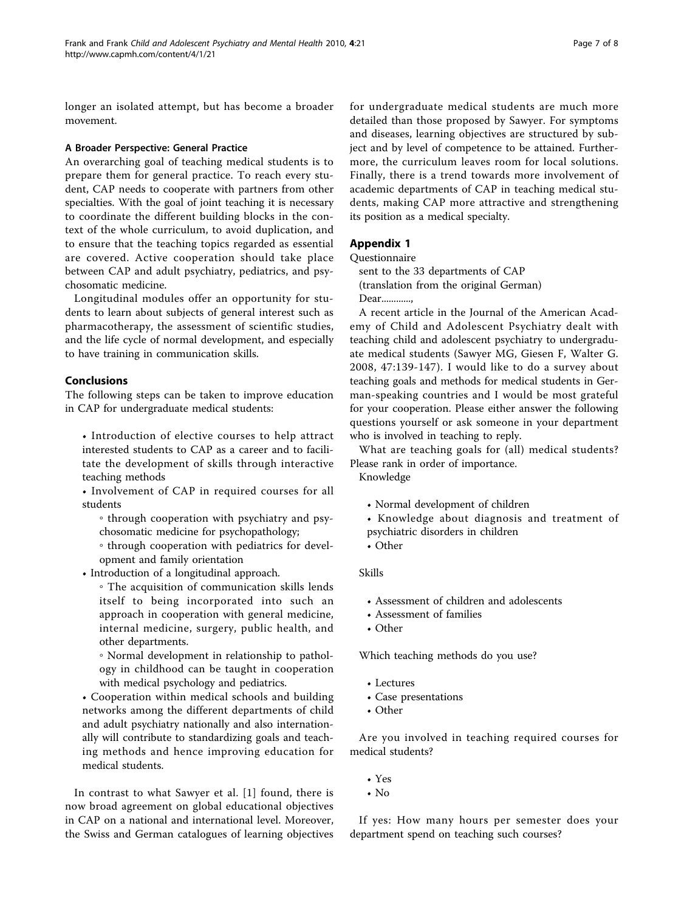longer an isolated attempt, but has become a broader movement.

### A Broader Perspective: General Practice

An overarching goal of teaching medical students is to prepare them for general practice. To reach every student, CAP needs to cooperate with partners from other specialties. With the goal of joint teaching it is necessary to coordinate the different building blocks in the context of the whole curriculum, to avoid duplication, and to ensure that the teaching topics regarded as essential are covered. Active cooperation should take place between CAP and adult psychiatry, pediatrics, and psychosomatic medicine.

Longitudinal modules offer an opportunity for students to learn about subjects of general interest such as pharmacotherapy, the assessment of scientific studies, and the life cycle of normal development, and especially to have training in communication skills.

## Conclusions

The following steps can be taken to improve education in CAP for undergraduate medical students:

- Introduction of elective courses to help attract interested students to CAP as a career and to facilitate the development of skills through interactive teaching methods
- Involvement of CAP in required courses for all students
  - through cooperation with psychiatry and psychosomatic medicine for psychopathology;
  - through cooperation with pediatrics for development and family orientation
- Introduction of a longitudinal approach.
  - The acquisition of communication skills lends itself to being incorporated into such an approach in cooperation with general medicine, internal medicine, surgery, public health, and other departments.
  - Normal development in relationship to pathology in childhood can be taught in cooperation with medical psychology and pediatrics.
- Cooperation within medical schools and building networks among the different departments of child and adult psychiatry nationally and also internationally will contribute to standardizing goals and teaching methods and hence improving education for medical students.

In contrast to what Sawyer et al. [1] found, there is now broad agreement on global educational objectives in CAP on a national and international level. Moreover, the Swiss and German catalogues of learning objectives for undergraduate medical students are much more detailed than those proposed by Sawyer. For symptoms and diseases, learning objectives are structured by subject and by level of competence to be attained. Furthermore, the curriculum leaves room for local solutions. Finally, there is a trend towards more involvement of academic departments of CAP in teaching medical students, making CAP more attractive and strengthening its position as a medical specialty.

## Appendix 1

Questionnaire

sent to the 33 departments of CAP

(translation from the original German)

Dear...........,

A recent article in the Journal of the American Academy of Child and Adolescent Psychiatry dealt with teaching child and adolescent psychiatry to undergraduate medical students (Sawyer MG, Giesen F, Walter G. 2008, 47:139-147). I would like to do a survey about teaching goals and methods for medical students in German-speaking countries and I would be most grateful for your cooperation. Please either answer the following questions yourself or ask someone in your department who is involved in teaching to reply.

What are teaching goals for (all) medical students? Please rank in order of importance.

Knowledge

- Normal development of children
- Knowledge about diagnosis and treatment of psychiatric disorders in children
- Other

Skills

- Assessment of children and adolescents
- Assessment of families
- Other

Which teaching methods do you use?

- Lectures
- Case presentations
- Other

Are you involved in teaching required courses for medical students?

- Yes
- No

If yes: How many hours per semester does your department spend on teaching such courses?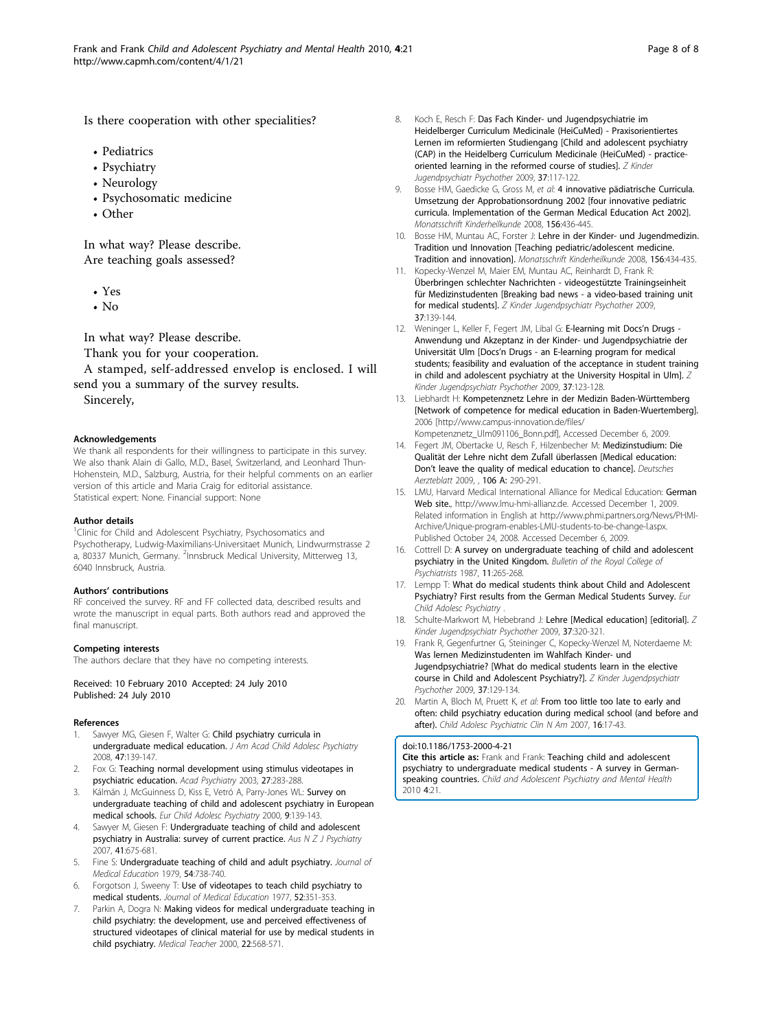Is there cooperation with other specialities?

- Pediatrics
- Psychiatry
- Neurology
- Psychosomatic medicine
- Other

In what way? Please describe.
Are teaching goals assessed?

- Yes
- No

In what way? Please describe.

Thank you for your cooperation.

A stamped, self-addressed envelop is enclosed. I will send you a summary of the survey results.

Sincerely,

#### Acknowledgements

We thank all respondents for their willingness to participate in this survey. We also thank Alain di Gallo, M.D., Basel, Switzerland, and Leonhard Thun-Hohenstein, M.D., Salzburg, Austria, for their helpful comments on an earlier version of this article and Maria Craig for editorial assistance.
Statistical expert: None. Financial support: None

#### Author details

[1]Clinic for Child and Adolescent Psychiatry, Psychosomatics and Psychotherapy, Ludwig-Maximilians-Universitaet Munich, Lindwurmstrasse 2 a, 80337 Munich, Germany. [2]Innsbruck Medical University, Mitterweg 13, 6040 Innsbruck, Austria.

#### Authors' contributions

RF conceived the survey. RF and FF collected data, described results and wrote the manuscript in equal parts. Both authors read and approved the final manuscript.

#### Competing interests

The authors declare that they have no competing interests.

Received: 10 February 2010 Accepted: 24 July 2010
Published: 24 July 2010

#### References

1. Sawyer MG, Giesen F, Walter G: **Child psychiatry curricula in undergraduate medical education.** *J Am Acad Child Adolesc Psychiatry* 2008, **47**:139-147.
2. Fox G: **Teaching normal development using stimulus videotapes in psychiatric education.** *Acad Psychiatry* 2003, **27**:283-288.
3. Kálmán J, McGuinness D, Kiss E, Vetró A, Parry-Jones WL: **Survey on undergraduate teaching of child and adolescent psychiatry in European medical schools.** *Eur Child Adolesc Psychiatry* 2000, **9**:139-143.
4. Sawyer M, Giesen F: **Undergraduate teaching of child and adolescent psychiatry in Australia: survey of current practice.** *Aus N Z J Psychiatry* 2007, **41**:675-681.
5. Fine S: **Undergraduate teaching of child and adult psychiatry.** *Journal of Medical Education* 1979, **54**:738-740.
6. Forgotson J, Sweeny T: **Use of videotapes to teach child psychiatry to medical students.** *Journal of Medical Education* 1977, **52**:351-353.
7. Parkin A, Dogra N: **Making videos for medical undergraduate teaching in child psychiatry: the development, use and perceived effectiveness of structured videotapes of clinical material for use by medical students in child psychiatry.** *Medical Teacher* 2000, **22**:568-571.
8. Koch E, Resch F: **Das Fach Kinder- und Jugendpsychiatrie im Heidelberger Curriculum Medicinale (HeiCuMed) - Praxisorientiertes Lernen im reformierten Studiengang [Child and adolescent psychiatry (CAP) in the Heidelberg Curriculum Medicinale (HeiCuMed) - practice-oriented learning in the reformed course of studies].** *Z Kinder Jugendpsychiatr Psychother* 2009, **37**:117-122.
9. Bosse HM, Gaedicke G, Gross M, *et al*: **4 innovative pädiatrische Curricula. Umsetzung der Approbationsordnung 2002 [four innovative pediatric curricula. Implementation of the German Medical Education Act 2002].** *Monatsschrift Kinderheilkunde* 2008, **156**:436-445.
10. Bosse HM, Muntau AC, Forster J: **Lehre in der Kinder- und Jugendmedizin. Tradition und Innovation [Teaching pediatric/adolescent medicine. Tradition and innovation].** *Monatsschrift Kinderheilkunde* 2008, **156**:434-435.
11. Kopecky-Wenzel M, Maier EM, Muntau AC, Reinhardt D, Frank R: **Überbringen schlechter Nachrichten - videogestützte Trainingseinheit für Medizinstudenten [Breaking bad news - a video-based training unit for medical students].** *Z Kinder Jugendpsychiatr Psychother* 2009, **37**:139-144.
12. Weninger L, Keller F, Fegert JM, Libal G: **E-learning mit Docs'n Drugs - Anwendung und Akzeptanz in der Kinder- und Jugendpsychiatrie der Universität Ulm [Docs'n Drugs - an E-learning program for medical students; feasibility and evaluation of the acceptance in student training in child and adolescent psychiatry at the University Hospital in Ulm].** *Z Kinder Jugendpsychiatr Psychother* 2009, **37**:123-128.
13. Liebhardt H: **Kompetenznetz Lehre in der Medizin Baden-Württemberg [Network of competence for medical education in Baden-Wuertemberg].** 2006 [http://www.campus-innovation.de/files/Kompetenznetz_Ulm091106_Bonn.pdf], Accessed December 6, 2009.
14. Fegert JM, Obertacke U, Resch F, Hilzenbecher M: **Medizinstudium: Die Qualität der Lehre nicht dem Zufall überlassen [Medical education: Don't leave the quality of medical education to chance].** *Deutsches Aerzteblatt* 2009, , **106 A:** 290-291.
15. LMU, Harvard Medical International Alliance for Medical Education: **German Web site.**, http://www.lmu-hmi-allianz.de. Accessed December 1, 2009. Related information in English at http://www.phmi.partners.org/News/PHMI-Archive/Unique-program-enables-LMU-students-to-be-change-l.aspx. Published October 24, 2008. Accessed December 6, 2009.
16. Cottrell D: **A survey on undergraduate teaching of child and adolescent psychiatry in the United Kingdom.** *Bulletin of the Royal College of Psychiatrists* 1987, **11**:265-268.
17. Lempp T: **What do medical students think about Child and Adolescent Psychiatry? First results from the German Medical Students Survey.** *Eur Child Adolesc Psychiatry* .
18. Schulte-Markwort M, Hebebrand J: **Lehre [Medical education] [editorial].** *Z Kinder Jugendpsychiatr Psychother* 2009, **37**:320-321.
19. Frank R, Gegenfurtner G, Steininger C, Kopecky-Wenzel M, Noterdaeme M: **Was lernen Medizinstudenten im Wahlfach Kinder- und Jugendpsychiatrie? [What do medical students learn in the elective course in Child and Adolescent Psychiatry?].** *Z Kinder Jugendpsychiatr Psychother* 2009, **37**:129-134.
20. Martin A, Bloch M, Pruett K, *et al*: **From too little too late to early and often: child psychiatry education during medical school (and before and after).** *Child Adolesc Psychiatric Clin N Am* 2007, **16**:17-43.

doi:10.1186/1753-2000-4-21
**Cite this article as:** Frank and Frank: **Teaching child and adolescent psychiatry to undergraduate medical students - A survey in German-speaking countries.** *Child and Adolescent Psychiatry and Mental Health* 2010 **4**:21.